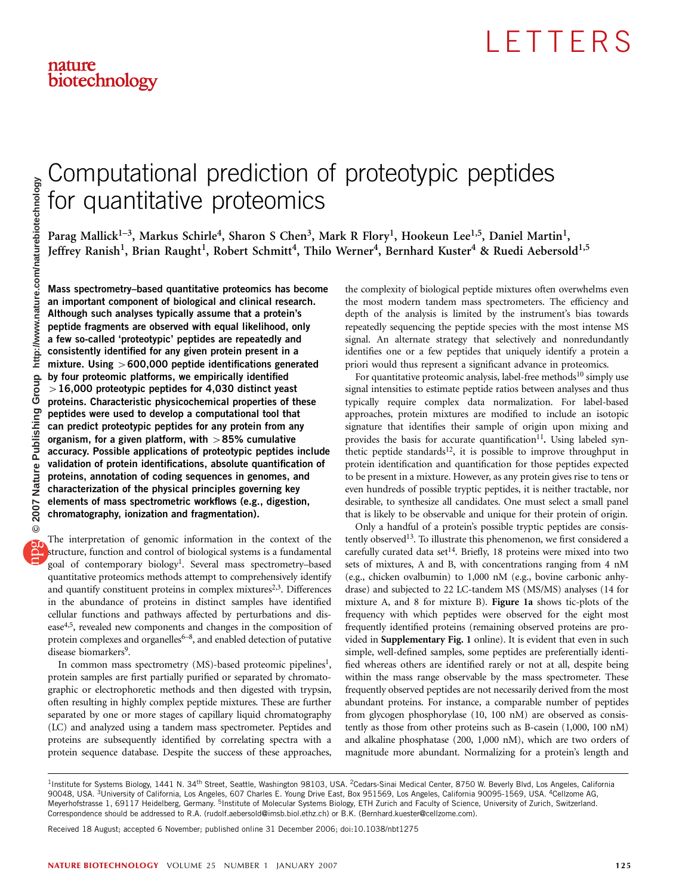# Computational prediction of proteotypic peptides for quantitative proteomics

Parag Mallick[1–3], Markus Schirle[4], Sharon S Chen[3], Mark R Flory[1], Hookeun Lee[1,5], Daniel Martin[1], Jeffrey Ranish[1], Brian Raught[1], Robert Schmitt[4], Thilo Werner[4], Bernhard Kuster[4] & Ruedi Aebersold[1,5]

**Mass spectrometry–based quantitative proteomics has become an important component of biological and clinical research. Although such analyses typically assume that a protein's peptide fragments are observed with equal likelihood, only a few so-called 'proteotypic' peptides are repeatedly and consistently identified for any given protein present in a mixture. Using >600,000 peptide identifications generated by four proteomic platforms, we empirically identified >16,000 proteotypic peptides for 4,030 distinct yeast proteins. Characteristic physicochemical properties of these peptides were used to develop a computational tool that can predict proteotypic peptides for any protein from any organism, for a given platform, with >85% cumulative accuracy. Possible applications of proteotypic peptides include validation of protein identifications, absolute quantification of proteins, annotation of coding sequences in genomes, and characterization of the physical principles governing key elements of mass spectrometric workflows (e.g., digestion, chromatography, ionization and fragmentation).**

The interpretation of genomic information in the context of the structure, function and control of biological systems is a fundamental goal of contemporary biology[1]. Several mass spectrometry–based quantitative proteomics methods attempt to comprehensively identify and quantify constituent proteins in complex mixtures[2,3]. Differences in the abundance of proteins in distinct samples have identified cellular functions and pathways affected by perturbations and disease[4,5], revealed new components and changes in the composition of protein complexes and organelles[6–8], and enabled detection of putative disease biomarkers[9].

In common mass spectrometry (MS)-based proteomic pipelines[1], protein samples are first partially purified or separated by chromatographic or electrophoretic methods and then digested with trypsin, often resulting in highly complex peptide mixtures. These are further separated by one or more stages of capillary liquid chromatography (LC) and analyzed using a tandem mass spectrometer. Peptides and proteins are subsequently identified by correlating spectra with a protein sequence database. Despite the success of these approaches, the complexity of biological peptide mixtures often overwhelms even the most modern tandem mass spectrometers. The efficiency and depth of the analysis is limited by the instrument's bias towards repeatedly sequencing the peptide species with the most intense MS signal. An alternate strategy that selectively and nonredundantly identifies one or a few peptides that uniquely identify a protein a priori would thus represent a significant advance in proteomics.

For quantitative proteomic analysis, label-free methods[10] simply use signal intensities to estimate peptide ratios between analyses and thus typically require complex data normalization. For label-based approaches, protein mixtures are modified to include an isotopic signature that identifies their sample of origin upon mixing and provides the basis for accurate quantification[11]. Using labeled synthetic peptide standards[12], it is possible to improve throughput in protein identification and quantification for those peptides expected to be present in a mixture. However, as any protein gives rise to tens or even hundreds of possible tryptic peptides, it is neither tractable, nor desirable, to synthesize all candidates. One must select a small panel that is likely to be observable and unique for their protein of origin.

Only a handful of a protein's possible tryptic peptides are consistently observed[13]. To illustrate this phenomenon, we first considered a carefully curated data set[14]. Briefly, 18 proteins were mixed into two sets of mixtures, A and B, with concentrations ranging from 4 nM (e.g., chicken ovalbumin) to 1,000 nM (e.g., bovine carbonic anhydrase) and subjected to 22 LC-tandem MS (MS/MS) analyses (14 for mixture A, and 8 for mixture B). **Figure 1a** shows tic-plots of the frequency with which peptides were observed for the eight most frequently identified proteins (remaining observed proteins are provided in **Supplementary Fig. 1** online). It is evident that even in such simple, well-defined samples, some peptides are preferentially identified whereas others are identified rarely or not at all, despite being within the mass range observable by the mass spectrometer. These frequently observed peptides are not necessarily derived from the most abundant proteins. For instance, a comparable number of peptides from glycogen phosphorylase (10, 100 nM) are observed as consistently as those from other proteins such as B-casein (1,000, 100 nM) and alkaline phosphatase (200, 1,000 nM), which are two orders of magnitude more abundant. Normalizing for a protein's length and

[1]Institute for Systems Biology, 1441 N. 34th Street, Seattle, Washington 98103, USA. [2]Cedars-Sinai Medical Center, 8750 W. Beverly Blvd, Los Angeles, California 90048, USA. [3]University of California, Los Angeles, 607 Charles E. Young Drive East, Box 951569, Los Angeles, California 90095-1569, USA. [4]Cellzome AG, Meyerhofstrasse 1, 69117 Heidelberg, Germany. [5]Institute of Molecular Systems Biology, ETH Zurich and Faculty of Science, University of Zurich, Switzerland. Correspondence should be addressed to R.A. (rudolf.aebersold@imsb.biol.ethz.ch) or B.K. (Bernhard.kuester@cellzome.com).

Received 18 August; accepted 6 November; published online 31 December 2006; doi:10.1038/nbt1275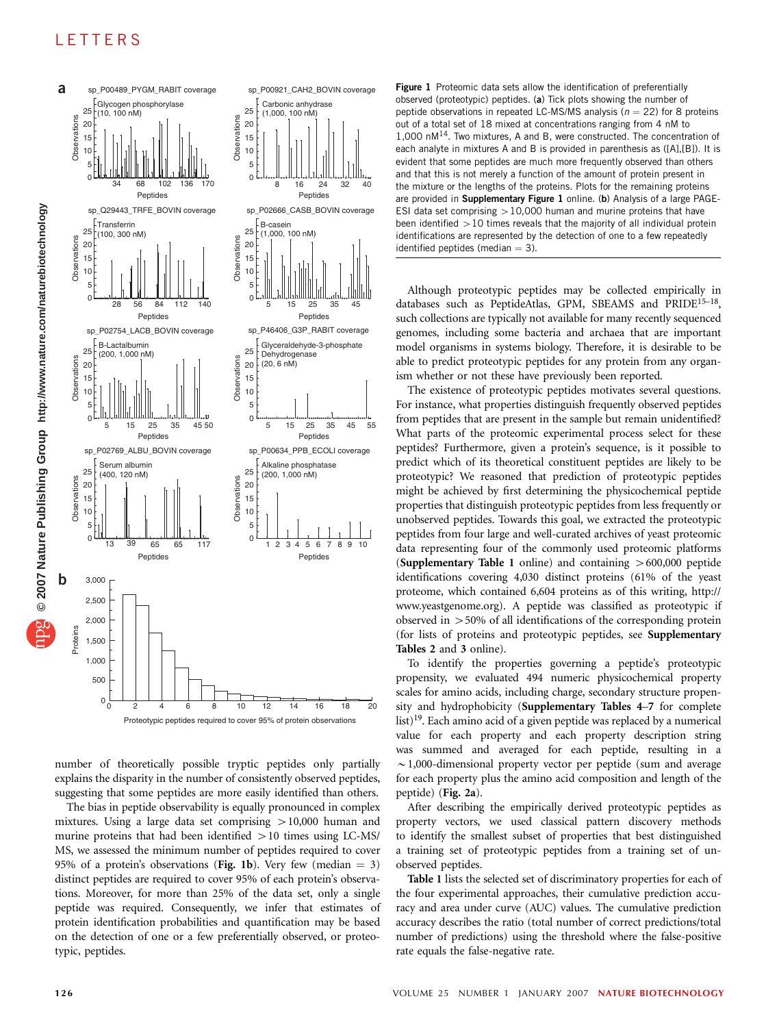**Figure 1** Proteomic data sets allow the identification of preferentially observed (proteotypic) peptides. (**a**) Tick plots showing the number of peptide observations in repeated LC-MS/MS analysis ($n = 22$) for 8 proteins out of a total set of 18 mixed at concentrations ranging from 4 nM to 1,000 nM[14]. Two mixtures, A and B, were constructed. The concentration of each analyte in mixtures A and B is provided in parenthesis as ([A],[B]). It is evident that some peptides are much more frequently observed than others and that this is not merely a function of the amount of protein present in the mixture or the lengths of the proteins. Plots for the remaining proteins are provided in **Supplementary Figure 1** online. (**b**) Analysis of a large PAGE-ESI data set comprising >10,000 human and murine proteins that have been identified >10 times reveals that the majority of all individual protein identifications are represented by the detection of one to a few repeatedly identified peptides (median = 3).

number of theoretically possible tryptic peptides only partially explains the disparity in the number of consistently observed peptides, suggesting that some peptides are more easily identified than others.

The bias in peptide observability is equally pronounced in complex mixtures. Using a large data set comprising >10,000 human and murine proteins that had been identified >10 times using LC-MS/MS, we assessed the minimum number of peptides required to cover 95% of a protein's observations (**Fig. 1b**). Very few (median = 3) distinct peptides are required to cover 95% of each protein's observations. Moreover, for more than 25% of the data set, only a single peptide was required. Consequently, we infer that estimates of protein identification probabilities and quantification may be based on the detection of one or a few preferentially observed, or proteotypic, peptides.

Although proteotypic peptides may be collected empirically in databases such as PeptideAtlas, GPM, SBEAMS and PRIDE[15–18], such collections are typically not available for many recently sequenced genomes, including some bacteria and archaea that are important model organisms in systems biology. Therefore, it is desirable to be able to predict proteotypic peptides for any protein from any organism whether or not these have previously been reported.

The existence of proteotypic peptides motivates several questions. For instance, what properties distinguish frequently observed peptides from peptides that are present in the sample but remain unidentified? What parts of the proteomic experimental process select for these peptides? Furthermore, given a protein's sequence, is it possible to predict which of its theoretical constituent peptides are likely to be proteotypic? We reasoned that prediction of proteotypic peptides might be achieved by first determining the physicochemical peptide properties that distinguish proteotypic peptides from less frequently or unobserved peptides. Towards this goal, we extracted the proteotypic peptides from four large and well-curated archives of yeast proteomic data representing four of the commonly used proteomic platforms (**Supplementary Table 1** online) and containing >600,000 peptide identifications covering 4,030 distinct proteins (61% of the yeast proteome, which contained 6,604 proteins as of this writing, http://www.yeastgenome.org). A peptide was classified as proteotypic if observed in >50% of all identifications of the corresponding protein (for lists of proteins and proteotypic peptides, see **Supplementary Tables 2** and **3** online).

To identify the properties governing a peptide's proteotypic propensity, we evaluated 494 numeric physicochemical property scales for amino acids, including charge, secondary structure propensity and hydrophobicity (**Supplementary Tables 4–7** for complete list)[19]. Each amino acid of a given peptide was replaced by a numerical value for each property and each property description string was summed and averaged for each peptide, resulting in a ~1,000-dimensional property vector per peptide (sum and average for each property plus the amino acid composition and length of the peptide) (**Fig. 2a**).

After describing the empirically derived proteotypic peptides as property vectors, we used classical pattern discovery methods to identify the smallest subset of properties that best distinguished a training set of proteotypic peptides from a training set of unobserved peptides.

**Table 1** lists the selected set of discriminatory properties for each of the four experimental approaches, their cumulative prediction accuracy and area under curve (AUC) values. The cumulative prediction accuracy describes the ratio (total number of correct predictions/total number of predictions) using the threshold where the false-positive rate equals the false-negative rate.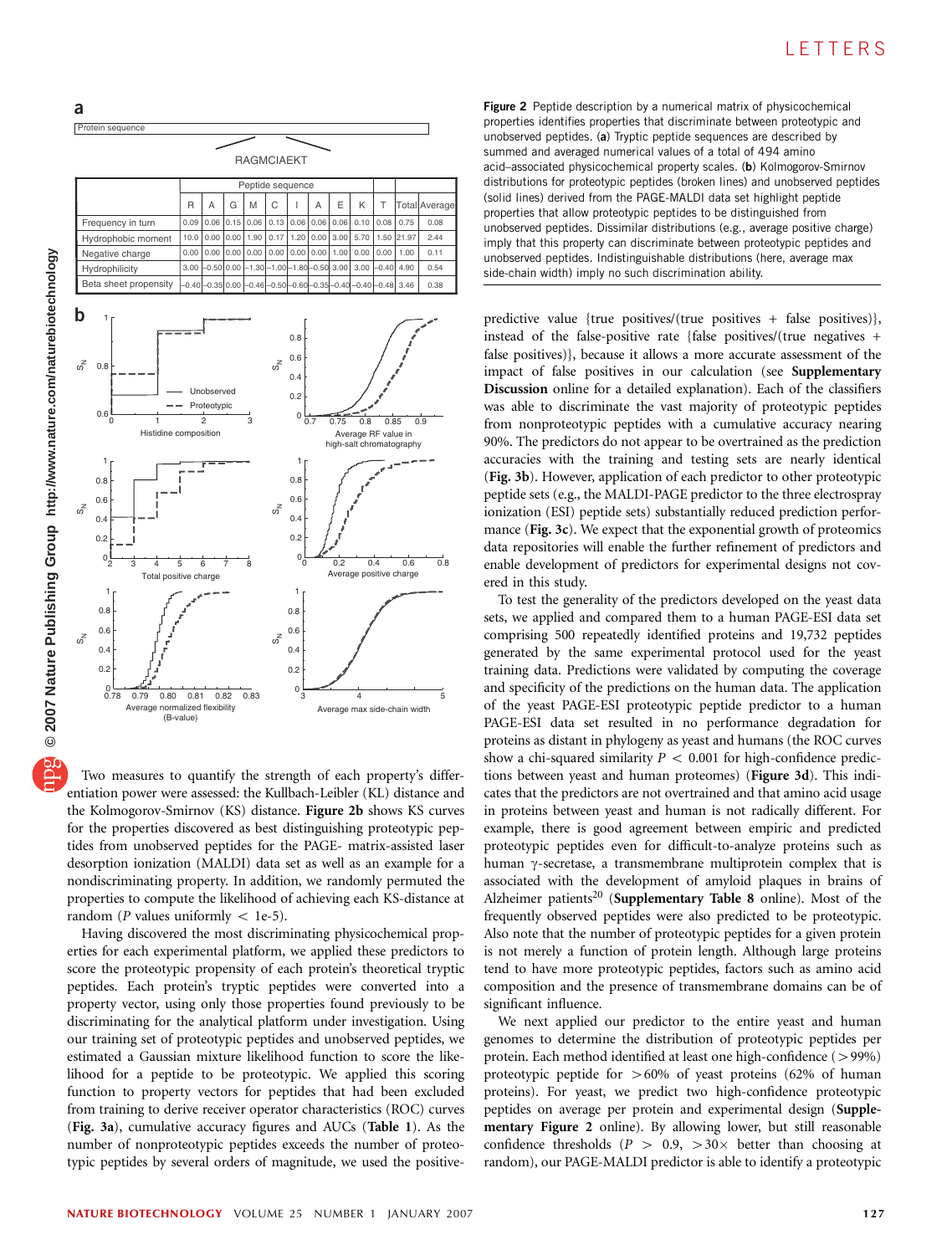**Figure 2** Peptide description by a numerical matrix of physicochemical properties identifies properties that discriminate between proteotypic and unobserved peptides. (**a**) Tryptic peptide sequences are described by summed and averaged numerical values of a total of 494 amino acid–associated physicochemical property scales. (**b**) Kolmogorov-Smirnov distributions for proteotypic peptides (broken lines) and unobserved peptides (solid lines) derived from the PAGE-MALDI data set highlight peptide properties that allow proteotypic peptides to be distinguished from unobserved peptides. Dissimilar distributions (e.g., average positive charge) imply that this property can discriminate between proteotypic peptides and unobserved peptides. Indistinguishable distributions (here, average max side-chain width) imply no such discrimination ability.

Two measures to quantify the strength of each property's differentiation power were assessed: the Kullbach-Leibler (KL) distance and the Kolmogorov-Smirnov (KS) distance. **Figure 2b** shows KS curves for the properties discovered as best distinguishing proteotypic peptides from unobserved peptides for the PAGE- matrix-assisted laser desorption ionization (MALDI) data set as well as an example for a nondiscriminating property. In addition, we randomly permuted the properties to compute the likelihood of achieving each KS-distance at random ($P$ values uniformly $<$ 1e-5).

Having discovered the most discriminating physicochemical properties for each experimental platform, we applied these predictors to score the proteotypic propensity of each protein's theoretical tryptic peptides. Each protein's tryptic peptides were converted into a property vector, using only those properties found previously to be discriminating for the analytical platform under investigation. Using our training set of proteotypic peptides and unobserved peptides, we estimated a Gaussian mixture likelihood function to score the likelihood for a peptide to be proteotypic. We applied this scoring function to property vectors for peptides that had been excluded from training to derive receiver operator characteristics (ROC) curves (**Fig. 3a**), cumulative accuracy figures and AUCs (**Table 1**). As the number of nonproteotypic peptides exceeds the number of proteotypic peptides by several orders of magnitude, we used the positive-predictive value {true positives/(true positives + false positives)}, instead of the false-positive rate {false positives/(true negatives + false positives)}, because it allows a more accurate assessment of the impact of false positives in our calculation (see **Supplementary Discussion** online for a detailed explanation). Each of the classifiers was able to discriminate the vast majority of proteotypic peptides from nonproteotypic peptides with a cumulative accuracy nearing 90%. The predictors do not appear to be overtrained as the prediction accuracies with the training and testing sets are nearly identical (**Fig. 3b**). However, application of each predictor to other proteotypic peptide sets (e.g., the MALDI-PAGE predictor to the three electrospray ionization (ESI) peptide sets) substantially reduced prediction performance (**Fig. 3c**). We expect that the exponential growth of proteomics data repositories will enable the further refinement of predictors and enable development of predictors for experimental designs not covered in this study.

To test the generality of the predictors developed on the yeast data sets, we applied and compared them to a human PAGE-ESI data set comprising 500 repeatedly identified proteins and 19,732 peptides generated by the same experimental protocol used for the yeast training data. Predictions were validated by computing the coverage and specificity of the predictions on the human data. The application of the yeast PAGE-ESI proteotypic peptide predictor to a human PAGE-ESI data set resulted in no performance degradation for proteins as distant in phylogeny as yeast and humans (the ROC curves show a chi-squared similarity $P < 0.001$ for high-confidence predictions between yeast and human proteomes) (**Figure 3d**). This indicates that the predictors are not overtrained and that amino acid usage in proteins between yeast and human is not radically different. For example, there is good agreement between empiric and predicted proteotypic peptides even for difficult-to-analyze proteins such as human γ-secretase, a transmembrane multiprotein complex that is associated with the development of amyloid plaques in brains of Alzheimer patients[20] (**Supplementary Table 8** online). Most of the frequently observed peptides were also predicted to be proteotypic. Also note that the number of proteotypic peptides for a given protein is not merely a function of protein length. Although large proteins tend to have more proteotypic peptides, factors such as amino acid composition and the presence of transmembrane domains can be of significant influence.

We next applied our predictor to the entire yeast and human genomes to determine the distribution of proteotypic peptides per protein. Each method identified at least one high-confidence ($>$99%) proteotypic peptide for $>$60% of yeast proteins (62% of human proteins). For yeast, we predict two high-confidence proteotypic peptides on average per protein and experimental design (**Supplementary Figure 2** online). By allowing lower, but still reasonable confidence thresholds ($P > 0.9$, $>30\times$ better than choosing at random), our PAGE-MALDI predictor is able to identify a proteotypic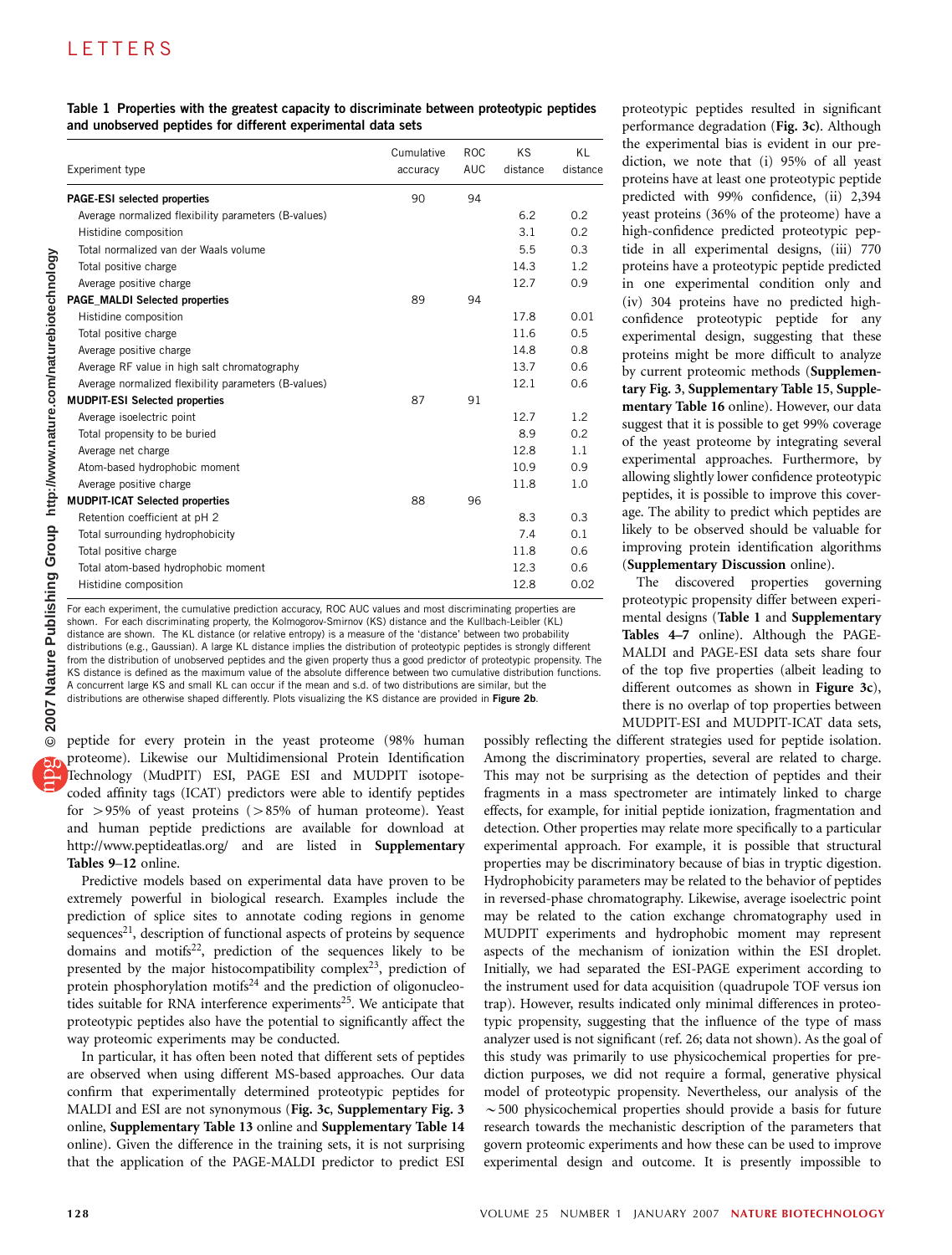**Table 1 Properties with the greatest capacity to discriminate between proteotypic peptides and unobserved peptides for different experimental data sets**

| Experiment type | Cumulative accuracy | ROC AUC | KS distance | KL distance |
|---|---|---|---|---|
| **PAGE-ESI selected properties** | 90 | 94 | | |
| Average normalized flexibility parameters (B-values) | | | 6.2 | 0.2 |
| Histidine composition | | | 3.1 | 0.2 |
| Total normalized van der Waals volume | | | 5.5 | 0.3 |
| Total positive charge | | | 14.3 | 1.2 |
| Average positive charge | | | 12.7 | 0.9 |
| **PAGE_MALDI Selected properties** | 89 | 94 | | |
| Histidine composition | | | 17.8 | 0.01 |
| Total positive charge | | | 11.6 | 0.5 |
| Average positive charge | | | 14.8 | 0.8 |
| Average RF value in high salt chromatography | | | 13.7 | 0.6 |
| Average normalized flexibility parameters (B-values) | | | 12.1 | 0.6 |
| **MUDPIT-ESI Selected properties** | 87 | 91 | | |
| Average isoelectric point | | | 12.7 | 1.2 |
| Total propensity to be buried | | | 8.9 | 0.2 |
| Average net charge | | | 12.8 | 1.1 |
| Atom-based hydrophobic moment | | | 10.9 | 0.9 |
| Average positive charge | | | 11.8 | 1.0 |
| **MUDPIT-ICAT Selected properties** | 88 | 96 | | |
| Retention coefficient at pH 2 | | | 8.3 | 0.3 |
| Total surrounding hydrophobicity | | | 7.4 | 0.1 |
| Total positive charge | | | 11.8 | 0.6 |
| Total atom-based hydrophobic moment | | | 12.3 | 0.6 |
| Histidine composition | | | 12.8 | 0.02 |

For each experiment, the cumulative prediction accuracy, ROC AUC values and most discriminating properties are shown. For each discriminating property, the Kolmogorov-Smirnov (KS) distance and the Kullbach-Leibler (KL) distance are shown. The KL distance (or relative entropy) is a measure of the 'distance' between two probability distributions (e.g., Gaussian). A large KL distance implies the distribution of proteotypic peptides is strongly different from the distribution of unobserved peptides and the given property thus a good predictor of proteotypic propensity. The KS distance is defined as the maximum value of the absolute difference between two cumulative distribution functions. A concurrent large KS and small KL can occur if the mean and s.d. of two distributions are similar, but the distributions are otherwise shaped differently. Plots visualizing the KS distance are provided in **Figure 2b**.

peptide for every protein in the yeast proteome (98% human proteome). Likewise our Multidimensional Protein Identification Technology (MudPIT) ESI, PAGE ESI and MUDPIT isotope-coded affinity tags (ICAT) predictors were able to identify peptides for >95% of yeast proteins (>85% of human proteome). Yeast and human peptide predictions are available for download at http://www.peptideatlas.org/ and are listed in **Supplementary Tables 9–12** online.

Predictive models based on experimental data have proven to be extremely powerful in biological research. Examples include the prediction of splice sites to annotate coding regions in genome sequences[21], description of functional aspects of proteins by sequence domains and motifs[22], prediction of the sequences likely to be presented by the major histocompatibility complex[23], prediction of protein phosphorylation motifs[24] and the prediction of oligonucleotides suitable for RNA interference experiments[25]. We anticipate that proteotypic peptides also have the potential to significantly affect the way proteomic experiments may be conducted.

In particular, it has often been noted that different sets of peptides are observed when using different MS-based approaches. Our data confirm that experimentally determined proteotypic peptides for MALDI and ESI are not synonymous (**Fig. 3c**, **Supplementary Fig. 3** online, **Supplementary Table 13** online and **Supplementary Table 14** online). Given the difference in the training sets, it is not surprising that the application of the PAGE-MALDI predictor to predict ESI proteotypic peptides resulted in significant performance degradation (**Fig. 3c**). Although the experimental bias is evident in our prediction, we note that (i) 95% of all yeast proteins have at least one proteotypic peptide predicted with 99% confidence, (ii) 2,394 yeast proteins (36% of the proteome) have a high-confidence predicted proteotypic peptide in all experimental designs, (iii) 770 proteins have a proteotypic peptide predicted in one experimental condition only and (iv) 304 proteins have no predicted high-confidence proteotypic peptide for any experimental design, suggesting that these proteins might be more difficult to analyze by current proteomic methods (**Supplementary Fig. 3**, **Supplementary Table 15**, **Supplementary Table 16** online). However, our data suggest that it is possible to get 99% coverage of the yeast proteome by integrating several experimental approaches. Furthermore, by allowing slightly lower confidence proteotypic peptides, it is possible to improve this coverage. The ability to predict which peptides are likely to be observed should be valuable for improving protein identification algorithms (**Supplementary Discussion** online).

The discovered properties governing proteotypic propensity differ between experimental designs (**Table 1** and **Supplementary Tables 4–7** online). Although the PAGE-MALDI and PAGE-ESI data sets share four of the top five properties (albeit leading to different outcomes as shown in **Figure 3c**), there is no overlap of top properties between MUDPIT-ESI and MUDPIT-ICAT data sets, possibly reflecting the different strategies used for peptide isolation. Among the discriminatory properties, several are related to charge. This may not be surprising as the detection of peptides and their fragments in a mass spectrometer are intimately linked to charge effects, for example, for initial peptide ionization, fragmentation and detection. Other properties may relate more specifically to a particular experimental approach. For example, it is possible that structural properties may be discriminatory because of bias in tryptic digestion. Hydrophobicity parameters may be related to the behavior of peptides in reversed-phase chromatography. Likewise, average isoelectric point may be related to the cation exchange chromatography used in MUDPIT experiments and hydrophobic moment may represent aspects of the mechanism of ionization within the ESI droplet. Initially, we had separated the ESI-PAGE experiment according to the instrument used for data acquisition (quadrupole TOF versus ion trap). However, results indicated only minimal differences in proteotypic propensity, suggesting that the influence of the type of mass analyzer used is not significant (ref. 26; data not shown). As the goal of this study was primarily to use physicochemical properties for prediction purposes, we did not require a formal, generative physical model of proteotypic propensity. Nevertheless, our analysis of the ~500 physicochemical properties should provide a basis for future research towards the mechanistic description of the parameters that govern proteomic experiments and how these can be used to improve experimental design and outcome. It is presently impossible to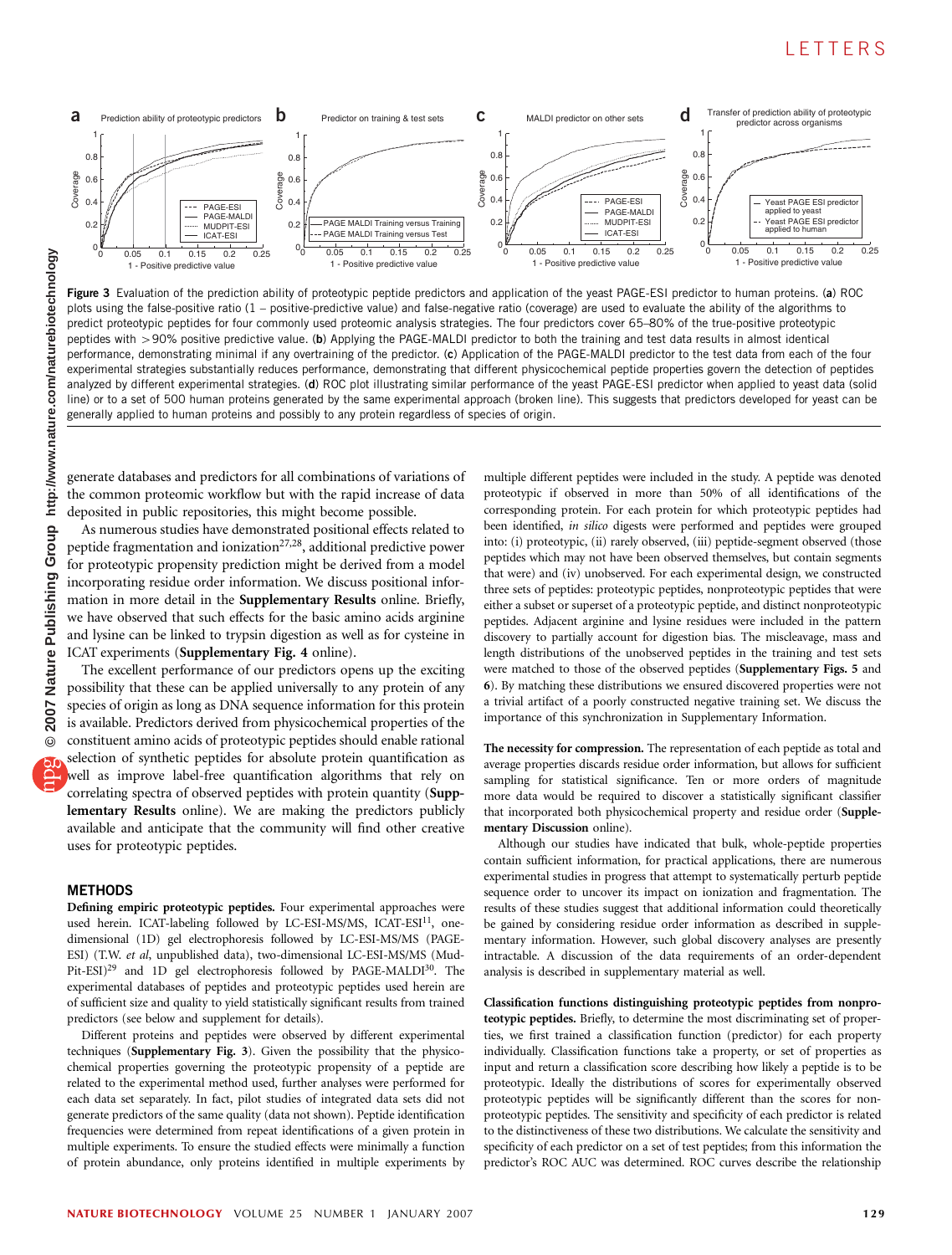**a** Prediction ability of proteotypic predictors

Coverage

1
0.8
0.6
0.4
0.2
0

0 0.05 0.1 0.15 0.2 0.25

1 - Positive predictive value

PAGE-ESI
PAGE-MALDI
MUDPIT-ESI
ICAT-ESI

**b** Predictor on training & test sets

Coverage

1
0.8
0.6
0.4
0.2
0

0 0.05 0.1 0.15 0.2 0.25

1 - Positive predictive value

PAGE MALDI Training versus Training
PAGE MALDI Training versus Test

**c** MALDI predictor on other sets

Coverage

1
0.8
0.6
0.4
0.2
0

0 0.05 0.1 0.15 0.2 0.25

1 - Positive predictive value

PAGE-ESI
PAGE-MALDI
MUDPIT-ESI
ICAT-ESI

**d** Transfer of prediction ability of proteotypic predictor across organisms

Coverage

1
0.8
0.6
0.4
0.2
0

0 0.05 0.1 0.15 0.2 0.25

1 - Positive predictive value

Yeast PAGE ESI predictor applied to yeast
Yeast PAGE ESI predictor applied to human

**Figure 3** Evaluation of the prediction ability of proteotypic peptide predictors and application of the yeast PAGE-ESI predictor to human proteins. (**a**) ROC plots using the false-positive ratio (1 – positive-predictive value) and false-negative ratio (coverage) are used to evaluate the ability of the algorithms to predict proteotypic peptides for four commonly used proteomic analysis strategies. The four predictors cover 65–80% of the true-positive proteotypic peptides with >90% positive predictive value. (**b**) Applying the PAGE-MALDI predictor to both the training and test data results in almost identical performance, demonstrating minimal if any overtraining of the predictor. (**c**) Application of the PAGE-MALDI predictor to the test data from each of the four experimental strategies substantially reduces performance, demonstrating that different physicochemical peptide properties govern the detection of peptides analyzed by different experimental strategies. (**d**) ROC plot illustrating similar performance of the yeast PAGE-ESI predictor when applied to yeast data (solid line) or to a set of 500 human proteins generated by the same experimental approach (broken line). This suggests that predictors developed for yeast can be generally applied to human proteins and possibly to any protein regardless of species of origin.

generate databases and predictors for all combinations of variations of the common proteomic workflow but with the rapid increase of data deposited in public repositories, this might become possible.

As numerous studies have demonstrated positional effects related to peptide fragmentation and ionization[27,28], additional predictive power for proteotypic propensity prediction might be derived from a model incorporating residue order information. We discuss positional information in more detail in the **Supplementary Results** online. Briefly, we have observed that such effects for the basic amino acids arginine and lysine can be linked to trypsin digestion as well as for cysteine in ICAT experiments (**Supplementary Fig. 4** online).

The excellent performance of our predictors opens up the exciting possibility that these can be applied universally to any protein of any species of origin as long as DNA sequence information for this protein is available. Predictors derived from physicochemical properties of the constituent amino acids of proteotypic peptides should enable rational selection of synthetic peptides for absolute protein quantification as well as improve label-free quantification algorithms that rely on correlating spectra of observed peptides with protein quantity (**Supplementary Results** online). We are making the predictors publicly available and anticipate that the community will find other creative uses for proteotypic peptides.

## METHODS

**Defining empiric proteotypic peptides.** Four experimental approaches were used herein. ICAT-labeling followed by LC-ESI-MS/MS, ICAT-ESI[11], one-dimensional (1D) gel electrophoresis followed by LC-ESI-MS/MS (PAGE-ESI) (T.W. *et al*, unpublished data), two-dimensional LC-ESI-MS/MS (MudPit-ESI)[29] and 1D gel electrophoresis followed by PAGE-MALDI[30]. The experimental databases of peptides and proteotypic peptides used herein are of sufficient size and quality to yield statistically significant results from trained predictors (see below and supplement for details).

Different proteins and peptides were observed by different experimental techniques (**Supplementary Fig. 3**). Given the possibility that the physicochemical properties governing the proteotypic propensity of a peptide are related to the experimental method used, further analyses were performed for each data set separately. In fact, pilot studies of integrated data sets did not generate predictors of the same quality (data not shown). Peptide identification frequencies were determined from repeat identifications of a given protein in multiple experiments. To ensure the studied effects were minimally a function of protein abundance, only proteins identified in multiple experiments by multiple different peptides were included in the study. A peptide was denoted proteotypic if observed in more than 50% of all identifications of the corresponding protein. For each protein for which proteotypic peptides had been identified, *in silico* digests were performed and peptides were grouped into: (i) proteotypic, (ii) rarely observed, (iii) peptide-segment observed (those peptides which may not have been observed themselves, but contain segments that were) and (iv) unobserved. For each experimental design, we constructed three sets of peptides: proteotypic peptides, nonproteotypic peptides that were either a subset or superset of a proteotypic peptide, and distinct nonproteotypic peptides. Adjacent arginine and lysine residues were included in the pattern discovery to partially account for digestion bias. The miscleavage, mass and length distributions of the unobserved peptides in the training and test sets were matched to those of the observed peptides (**Supplementary Figs. 5** and **6**). By matching these distributions we ensured discovered properties were not a trivial artifact of a poorly constructed negative training set. We discuss the importance of this synchronization in Supplementary Information.

**The necessity for compression.** The representation of each peptide as total and average properties discards residue order information, but allows for sufficient sampling for statistical significance. Ten or more orders of magnitude more data would be required to discover a statistically significant classifier that incorporated both physicochemical property and residue order (**Supplementary Discussion** online).

Although our studies have indicated that bulk, whole-peptide properties contain sufficient information, for practical applications, there are numerous experimental studies in progress that attempt to systematically perturb peptide sequence order to uncover its impact on ionization and fragmentation. The results of these studies suggest that additional information could theoretically be gained by considering residue order information as described in supplementary information. However, such global discovery analyses are presently intractable. A discussion of the data requirements of an order-dependent analysis is described in supplementary material as well.

**Classification functions distinguishing proteotypic peptides from nonproteotypic peptides.** Briefly, to determine the most discriminating set of properties, we first trained a classification function (predictor) for each property individually. Classification functions take a property, or set of properties as input and return a classification score describing how likely a peptide is to be proteotypic. Ideally the distributions of scores for experimentally observed proteotypic peptides will be significantly different than the scores for nonproteotypic peptides. The sensitivity and specificity of each predictor is related to the distinctiveness of these two distributions. We calculate the sensitivity and specificity of each predictor on a set of test peptides; from this information the predictor's ROC AUC was determined. ROC curves describe the relationship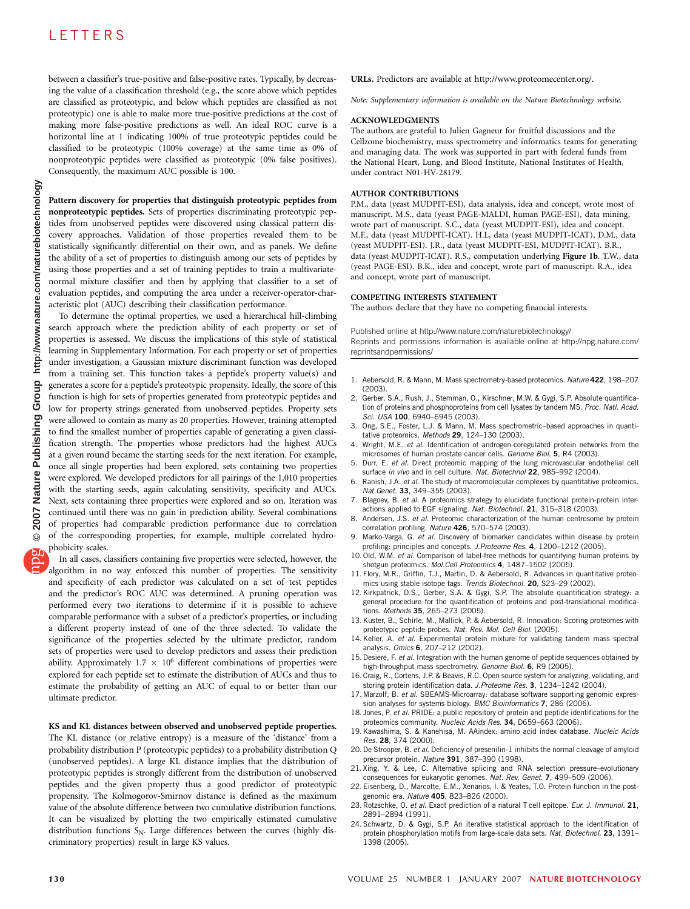between a classifier's true-positive and false-positive rates. Typically, by decreasing the value of a classification threshold (e.g., the score above which peptides are classified as proteotypic, and below which peptides are classified as not proteotypic) one is able to make more true-positive predictions at the cost of making more false-positive predictions as well. An ideal ROC curve is a horizontal line at 1 indicating 100% of true proteotypic peptides could be classified to be proteotypic (100% coverage) at the same time as 0% of nonproteotypic peptides were classified as proteotypic (0% false positives). Consequently, the maximum AUC possible is 100.

**Pattern discovery for properties that distinguish proteotypic peptides from nonproteotypic peptides.** Sets of properties discriminating proteotypic peptides from unobserved peptides were discovered using classical pattern discovery approaches. Validation of those properties revealed them to be statistically significantly differential on their own, and as panels. We define the ability of a set of properties to distinguish among our sets of peptides by using those properties and a set of training peptides to train a multivariate-normal mixture classifier and then by applying that classifier to a set of evaluation peptides, and computing the area under a receiver-operator-characteristic plot (AUC) describing their classification performance.

To determine the optimal properties, we used a hierarchical hill-climbing search approach where the prediction ability of each property or set of properties is assessed. We discuss the implications of this style of statistical learning in Supplementary Information. For each property or set of properties under investigation, a Gaussian mixture discriminant function was developed from a training set. This function takes a peptide's property value(s) and generates a score for a peptide's proteotypic propensity. Ideally, the score of this function is high for sets of properties generated from proteotypic peptides and low for property strings generated from unobserved peptides. Property sets were allowed to contain as many as 20 properties. However, training attempted to find the smallest number of properties capable of generating a given classification strength. The properties whose predictors had the highest AUCs at a given round became the starting seeds for the next iteration. For example, once all single properties had been explored, sets containing two properties were explored. We developed predictors for all pairings of the 1,010 properties with the starting seeds, again calculating sensitivity, specificity and AUCs. Next, sets containing three properties were explored and so on. Iteration was continued until there was no gain in prediction ability. Several combinations of properties had comparable prediction performance due to correlation of the corresponding properties, for example, multiple correlated hydrophobicity scales.

In all cases, classifiers containing five properties were selected, however, the algorithm in no way enforced this number of properties. The sensitivity and specificity of each predictor was calculated on a set of test peptides and the predictor's ROC AUC was determined. A pruning operation was performed every two iterations to determine if it is possible to achieve comparable performance with a subset of a predictor's properties, or including a different property instead of one of the three selected. To validate the significance of the properties selected by the ultimate predictor, random sets of properties were used to develop predictors and assess their prediction ability. Approximately $1.7 \times 10^6$ different combinations of properties were explored for each peptide set to estimate the distribution of AUCs and thus to estimate the probability of getting an AUC of equal to or better than our ultimate predictor.

**KS and KL distances between observed and unobserved peptide properties.** The KL distance (or relative entropy) is a measure of the 'distance' from a probability distribution P (proteotypic peptides) to a probability distribution Q (unobserved peptides). A large KL distance implies that the distribution of proteotypic peptides is strongly different from the distribution of unobserved peptides and the given property thus a good predictor of proteotypic propensity. The Kolmogorov-Smirnov distance is defined as the maximum value of the absolute difference between two cumulative distribution functions. It can be visualized by plotting the two empirically estimated cumulative distribution functions $S_N$. Large differences between the curves (highly discriminatory properties) result in large KS values.

**URLs.** Predictors are available at http://www.proteomecenter.org/.

*Note: Supplementary information is available on the Nature Biotechnology website.*

### ACKNOWLEDGMENTS

The authors are grateful to Julien Gagneur for fruitful discussions and the Cellzome biochemistry, mass spectrometry and informatics teams for generating and managing data. The work was supported in part with federal funds from the National Heart, Lung, and Blood Institute, National Institutes of Health, under contract N01-HV-28179.

### AUTHOR CONTRIBUTIONS

P.M., data (yeast MUDPIT-ESI), data analysis, idea and concept, wrote most of manuscript. M.S., data (yeast PAGE-MALDI, human PAGE-ESI), data mining, wrote part of manuscript. S.C., data (yeast MUDPIT-ESI), idea and concept. M.F., data (yeast MUDPIT-ICAT). H.L, data (yeast MUDPIT-ICAT), D.M., data (yeast MUDPIT-ESI). J.R., data (yeast MUDPIT-ESI, MUDPIT-ICAT). B.R., data (yeast MUDPIT-ICAT). R.S., computation underlying **Figure 1b**. T.W., data (yeast PAGE-ESI). B.K., idea and concept, wrote part of manuscript. R.A., idea and concept, wrote part of manuscript.

### COMPETING INTERESTS STATEMENT

The authors declare that they have no competing financial interests.

Published online at http://www.nature.com/naturebiotechnology/
Reprints and permissions information is available online at http://npg.nature.com/reprintsandpermissions/

1. Aebersold, R. & Mann, M. Mass spectrometry-based proteomics. *Nature* **422**, 198–207 (2003).
2. Gerber, S.A., Rush, J., Stemman, O., Kirschner, M.W. & Gygi, S.P. Absolute quantification of proteins and phosphoproteins from cell lysates by tandem MS. *Proc. Natl. Acad. Sci. USA* **100**, 6940–6945 (2003).
3. Ong, S.E., Foster, L.J. & Mann, M. Mass spectrometric–based approaches in quantitative proteomics. *Methods* **29**, 124–130 (2003).
4. Wright, M.E. *et al.* Identification of androgen-coregulated protein networks from the microsomes of human prostate cancer cells. *Genome Biol.* **5**, R4 (2003).
5. Durr, E. *et al.* Direct proteomic mapping of the lung microvascular endothelial cell surface *in vivo* and in cell culture. *Nat. Biotechnol* **22**, 985–992 (2004).
6. Ranish, J.A. *et al.* The study of macromolecular complexes by quantitative proteomics. *Nat.Genet.* **33**, 349–355 (2003).
7. Blagoev, B. *et al.* A proteomics strategy to elucidate functional protein-protein interactions applied to EGF signaling. *Nat. Biotechnol.* **21**, 315–318 (2003).
8. Andersen, J.S. *et al.* Proteomic characterization of the human centrosome by protein correlation profiling. *Nature* **426**, 570–574 (2003).
9. Marko-Varga, G. *et al.* Discovery of biomarker candidates within disease by protein profiling: principles and concepts. *J.Proteome Res.* **4**, 1200–1212 (2005).
10. Old, W.M. *et al.* Comparison of label-free methods for quantifying human proteins by shotgun proteomics. *Mol.Cell Proteomics* **4**, 1487–1502 (2005).
11. Flory, M.R., Griffin, T.J., Martin, D. & Aebersold, R. Advances in quantitative proteomics using stable isotope tags. *Trends Biotechnol.* **20**, S23–29 (2002).
12. Kirkpatrick, D.S., Gerber, S.A. & Gygi, S.P. The absolute quantification strategy: a general procedure for the quantification of proteins and post-translational modifications. *Methods* **35**, 265–273 (2005).
13. Kuster, B., Schirle, M., Mallick, P. & Aebersold, R. Innovation: Scoring proteomes with proteotypic peptide probes. *Nat. Rev. Mol. Cell Biol.* (2005).
14. Keller, A. *et al.* Experimental protein mixture for validating tandem mass spectral analysis. *Omics* **6**, 207–212 (2002).
15. Desiere, F. *et al.* Integration with the human genome of peptide sequences obtained by high-throughput mass spectrometry. *Genome Biol.* **6**, R9 (2005).
16. Craig, R., Cortens, J.P. & Beavis, R.C. Open source system for analyzing, validating, and storing protein identification data. *J.Proteome Res.* **3**, 1234–1242 (2004).
17. Marzolf, B. *et al.* SBEAMS-Microarray: database software supporting genomic expression analyses for systems biology. *BMC Bioinformatics* **7**, 286 (2006).
18. Jones, P. *et al.* PRIDE: a public repository of protein and peptide identifications for the proteomics community. *Nucleic Acids Res.* **34**, D659–663 (2006).
19. Kawashima, S. & Kanehisa, M. AAindex: amino acid index database. *Nucleic Acids Res.* **28**, 374 (2000).
20. De Strooper, B. *et al.* Deficiency of presenilin-1 inhibits the normal cleavage of amyloid precursor protein. *Nature* **391**, 387–390 (1998).
21. Xing, Y. & Lee, C. Alternative splicing and RNA selection pressure–evolutionary consequences for eukaryotic genomes. *Nat. Rev. Genet.* **7**, 499–509 (2006).
22. Eisenberg, D., Marcotte, E.M., Xenarios, I. & Yeates, T.O. Protein function in the postgenomic era. *Nature* **405**, 823–826 (2000).
23. Rotzschke, O. *et al.* Exact prediction of a natural T cell epitope. *Eur. J. Immunol.* **21**, 2891–2894 (1991).
24. Schwartz, D. & Gygi, S.P. An iterative statistical approach to the identification of protein phosphorylation motifs from large-scale data sets. *Nat. Biotechnol.* **23**, 1391–1398 (2005).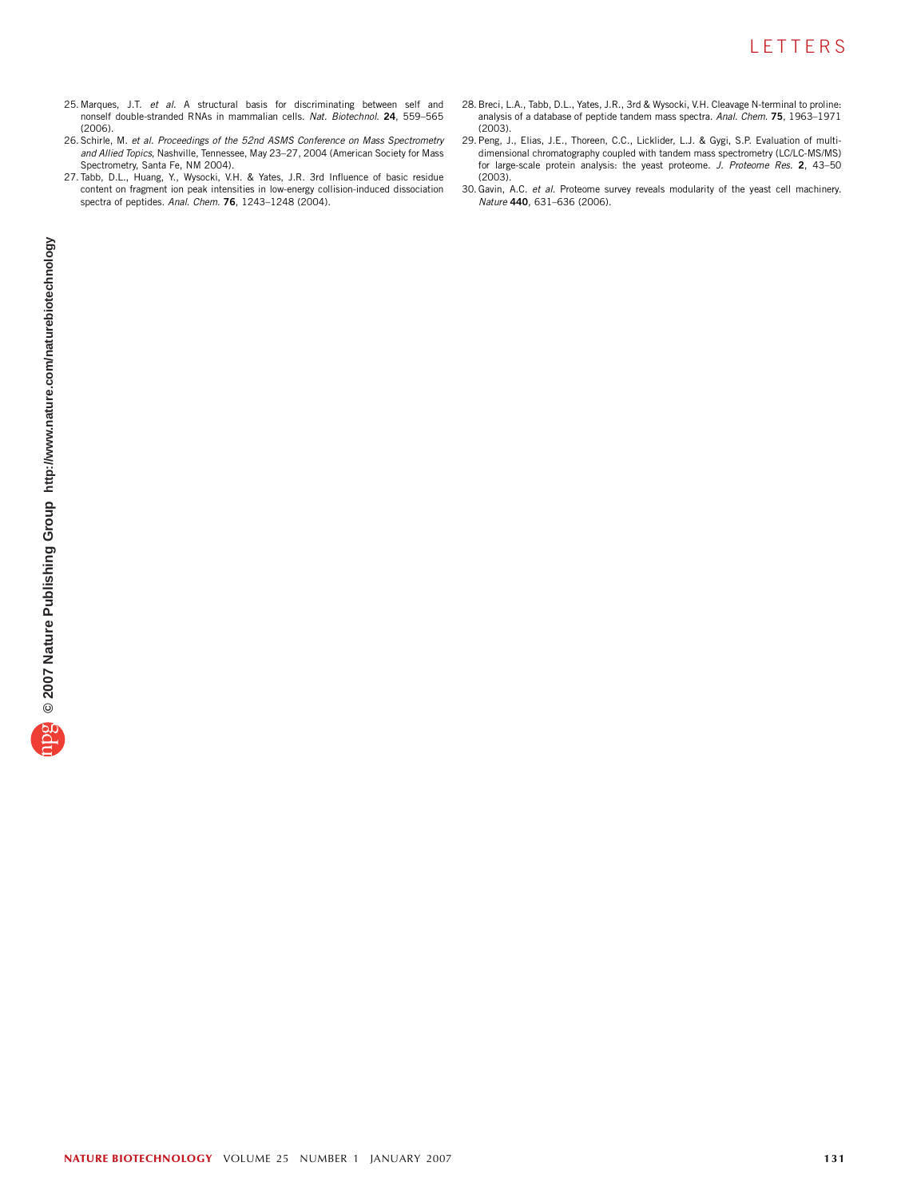25. Marques, J.T. *et al.* A structural basis for discriminating between self and nonself double-stranded RNAs in mammalian cells. *Nat. Biotechnol.* **24**, 559–565 (2006).
26. Schirle, M. *et al. Proceedings of the 52nd ASMS Conference on Mass Spectrometry and Allied Topics*, Nashville, Tennessee, May 23–27, 2004 (American Society for Mass Spectrometry, Santa Fe, NM 2004).
27. Tabb, D.L., Huang, Y., Wysocki, V.H. & Yates, J.R. 3rd Influence of basic residue content on fragment ion peak intensities in low-energy collision-induced dissociation spectra of peptides. *Anal. Chem.* **76**, 1243–1248 (2004).
28. Breci, L.A., Tabb, D.L., Yates, J.R., 3rd & Wysocki, V.H. Cleavage N-terminal to proline: analysis of a database of peptide tandem mass spectra. *Anal. Chem.* **75**, 1963–1971 (2003).
29. Peng, J., Elias, J.E., Thoreen, C.C., Licklider, L.J. & Gygi, S.P. Evaluation of multidimensional chromatography coupled with tandem mass spectrometry (LC/LC-MS/MS) for large-scale protein analysis: the yeast proteome. *J. Proteome Res.* **2**, 43–50 (2003).
30. Gavin, A.C. *et al.* Proteome survey reveals modularity of the yeast cell machinery. *Nature* **440**, 631–636 (2006).